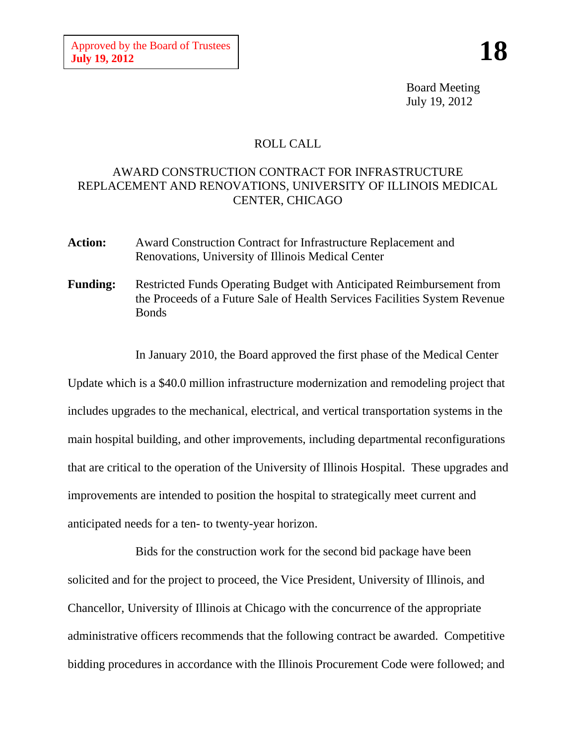Approved by the Board of Trustees
**July 19, 2012**

# 18

Board Meeting
July 19, 2012

ROLL CALL

AWARD CONSTRUCTION CONTRACT FOR INFRASTRUCTURE REPLACEMENT AND RENOVATIONS, UNIVERSITY OF ILLINOIS MEDICAL CENTER, CHICAGO

**Action:** Award Construction Contract for Infrastructure Replacement and Renovations, University of Illinois Medical Center

**Funding:** Restricted Funds Operating Budget with Anticipated Reimbursement from the Proceeds of a Future Sale of Health Services Facilities System Revenue Bonds

In January 2010, the Board approved the first phase of the Medical Center Update which is a $40.0 million infrastructure modernization and remodeling project that includes upgrades to the mechanical, electrical, and vertical transportation systems in the main hospital building, and other improvements, including departmental reconfigurations that are critical to the operation of the University of Illinois Hospital. These upgrades and improvements are intended to position the hospital to strategically meet current and anticipated needs for a ten- to twenty-year horizon.

Bids for the construction work for the second bid package have been solicited and for the project to proceed, the Vice President, University of Illinois, and Chancellor, University of Illinois at Chicago with the concurrence of the appropriate administrative officers recommends that the following contract be awarded. Competitive bidding procedures in accordance with the Illinois Procurement Code were followed; and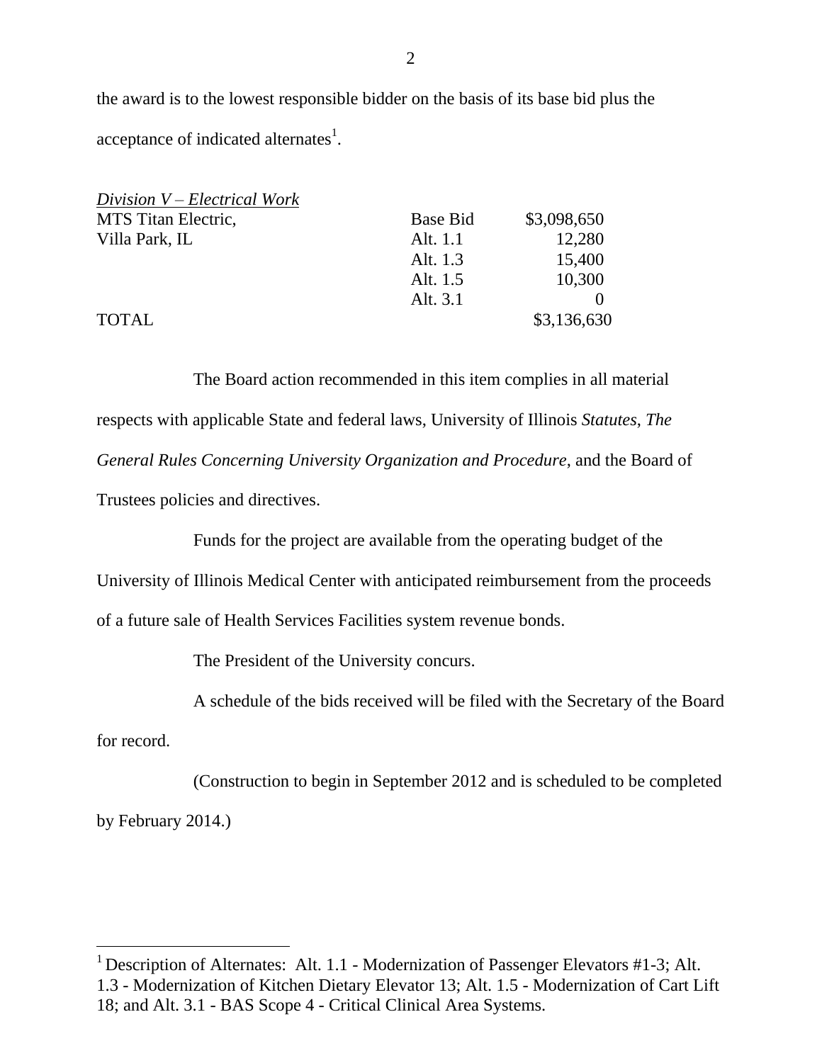the award is to the lowest responsible bidder on the basis of its base bid plus the acceptance of indicated alternates[1].

| | | |
|---|---|---|
| *Division V – Electrical Work* | | |
| MTS Titan Electric, | Base Bid | $3,098,650 |
| Villa Park, IL | Alt. 1.1 | 12,280 |
| | Alt. 1.3 | 15,400 |
| | Alt. 1.5 | 10,300 |
| | Alt. 3.1 | 0 |
| TOTAL | | $3,136,630 |

The Board action recommended in this item complies in all material respects with applicable State and federal laws, University of Illinois *Statutes*, *The General Rules Concerning University Organization and Procedure*, and the Board of Trustees policies and directives.

Funds for the project are available from the operating budget of the University of Illinois Medical Center with anticipated reimbursement from the proceeds of a future sale of Health Services Facilities system revenue bonds.

The President of the University concurs.

A schedule of the bids received will be filed with the Secretary of the Board for record.

(Construction to begin in September 2012 and is scheduled to be completed by February 2014.)

---

[1] Description of Alternates: Alt. 1.1 - Modernization of Passenger Elevators #1-3; Alt. 1.3 - Modernization of Kitchen Dietary Elevator 13; Alt. 1.5 - Modernization of Cart Lift 18; and Alt. 3.1 - BAS Scope 4 - Critical Clinical Area Systems.